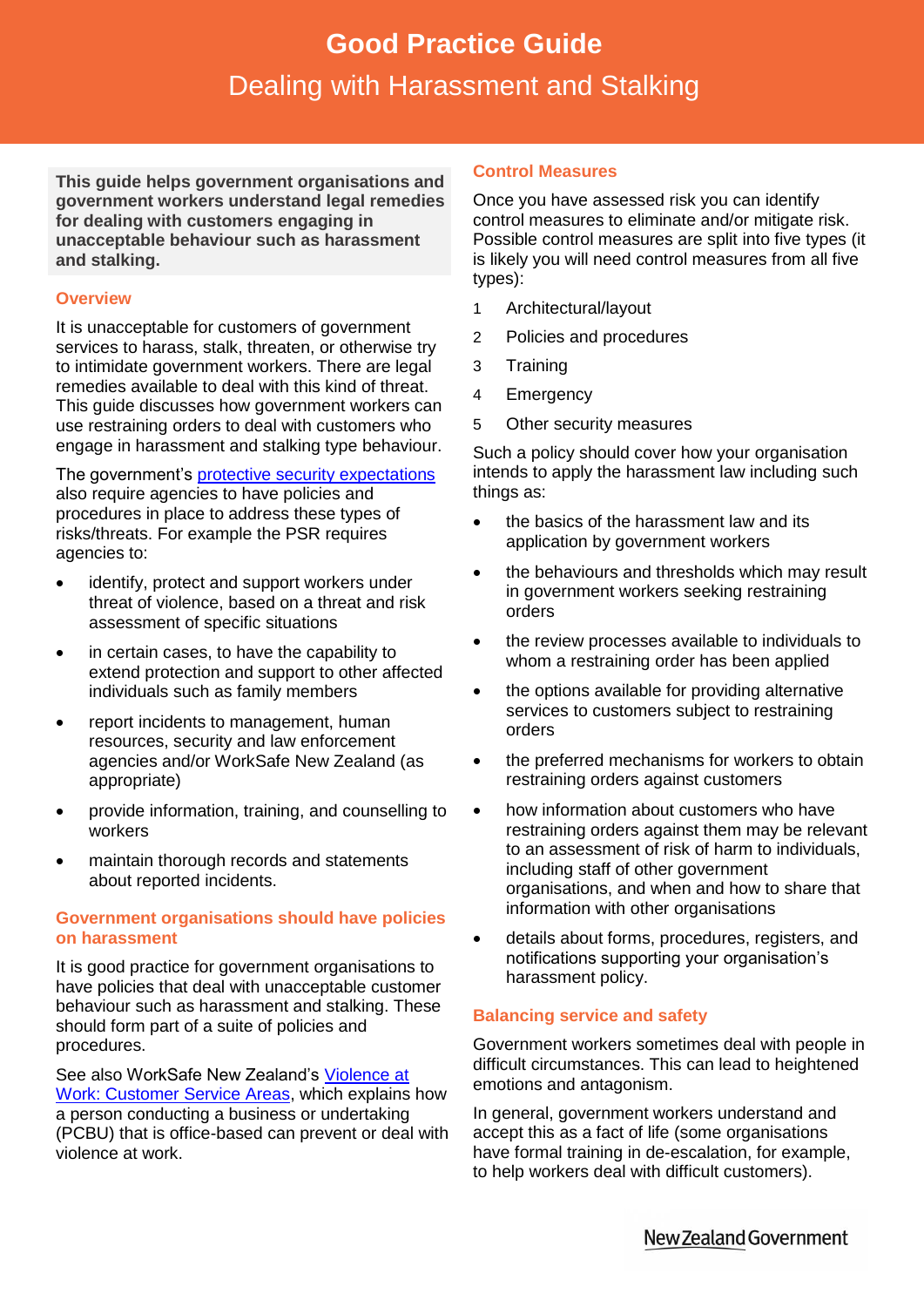# Good Practice Guide

## Dealing with Harassment and Stalking

**This guide helps government organisations and government workers understand legal remedies for dealing with customers engaging in unacceptable behaviour such as harassment and stalking.**

### Overview

It is unacceptable for customers of government services to harass, stalk, threaten, or otherwise try to intimidate government workers. There are legal remedies available to deal with this kind of threat. This guide discusses how government workers can use restraining orders to deal with customers who engage in harassment and stalking type behaviour.

The government's protective security expectations also require agencies to have policies and procedures in place to address these types of risks/threats. For example the PSR requires agencies to:

- identify, protect and support workers under threat of violence, based on a threat and risk assessment of specific situations
- in certain cases, to have the capability to extend protection and support to other affected individuals such as family members
- report incidents to management, human resources, security and law enforcement agencies and/or WorkSafe New Zealand (as appropriate)
- provide information, training, and counselling to workers
- maintain thorough records and statements about reported incidents.

### Government organisations should have policies on harassment

It is good practice for government organisations to have policies that deal with unacceptable customer behaviour such as harassment and stalking. These should form part of a suite of policies and procedures.

See also WorkSafe New Zealand's Violence at Work: Customer Service Areas, which explains how a person conducting a business or undertaking (PCBU) that is office-based can prevent or deal with violence at work.

### Control Measures

Once you have assessed risk you can identify control measures to eliminate and/or mitigate risk. Possible control measures are split into five types (it is likely you will need control measures from all five types):

1. Architectural/layout
2. Policies and procedures
3. Training
4. Emergency
5. Other security measures

Such a policy should cover how your organisation intends to apply the harassment law including such things as:

- the basics of the harassment law and its application by government workers
- the behaviours and thresholds which may result in government workers seeking restraining orders
- the review processes available to individuals to whom a restraining order has been applied
- the options available for providing alternative services to customers subject to restraining orders
- the preferred mechanisms for workers to obtain restraining orders against customers
- how information about customers who have restraining orders against them may be relevant to an assessment of risk of harm to individuals, including staff of other government organisations, and when and how to share that information with other organisations
- details about forms, procedures, registers, and notifications supporting your organisation's harassment policy.

### Balancing service and safety

Government workers sometimes deal with people in difficult circumstances. This can lead to heightened emotions and antagonism.

In general, government workers understand and accept this as a fact of life (some organisations have formal training in de-escalation, for example, to help workers deal with difficult customers).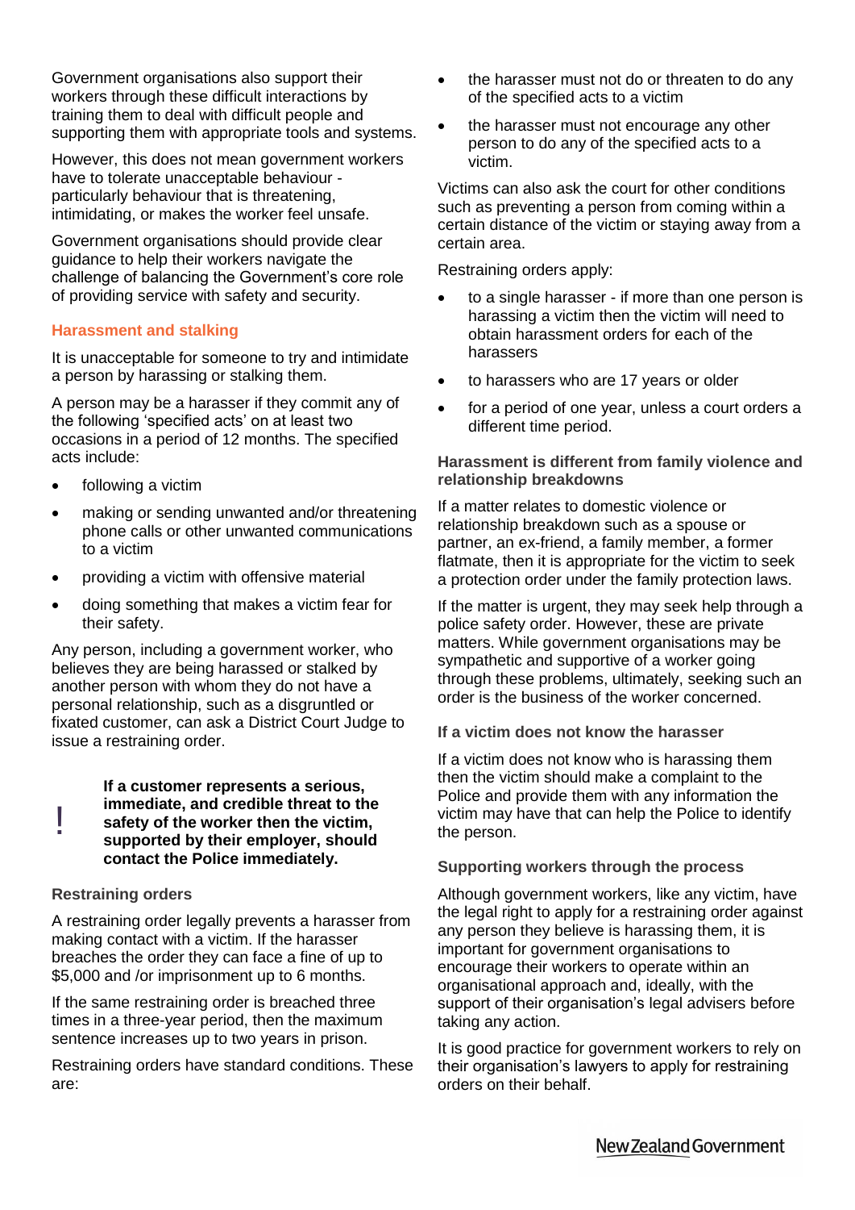Government organisations also support their workers through these difficult interactions by training them to deal with difficult people and supporting them with appropriate tools and systems.

However, this does not mean government workers have to tolerate unacceptable behaviour - particularly behaviour that is threatening, intimidating, or makes the worker feel unsafe.

Government organisations should provide clear guidance to help their workers navigate the challenge of balancing the Government's core role of providing service with safety and security.

## Harassment and stalking

It is unacceptable for someone to try and intimidate a person by harassing or stalking them.

A person may be a harasser if they commit any of the following 'specified acts' on at least two occasions in a period of 12 months. The specified acts include:

- following a victim
- making or sending unwanted and/or threatening phone calls or other unwanted communications to a victim
- providing a victim with offensive material
- doing something that makes a victim fear for their safety.

Any person, including a government worker, who believes they are being harassed or stalked by another person with whom they do not have a personal relationship, such as a disgruntled or fixated customer, can ask a District Court Judge to issue a restraining order.

> ! **If a customer represents a serious, immediate, and credible threat to the safety of the worker then the victim, supported by their employer, should contact the Police immediately.**

### Restraining orders

A restraining order legally prevents a harasser from making contact with a victim. If the harasser breaches the order they can face a fine of up to $5,000 and /or imprisonment up to 6 months.

If the same restraining order is breached three times in a three-year period, then the maximum sentence increases up to two years in prison.

Restraining orders have standard conditions. These are:

- the harasser must not do or threaten to do any of the specified acts to a victim
- the harasser must not encourage any other person to do any of the specified acts to a victim.

Victims can also ask the court for other conditions such as preventing a person from coming within a certain distance of the victim or staying away from a certain area.

Restraining orders apply:

- to a single harasser - if more than one person is harassing a victim then the victim will need to obtain harassment orders for each of the harassers
- to harassers who are 17 years or older
- for a period of one year, unless a court orders a different time period.

### Harassment is different from family violence and relationship breakdowns

If a matter relates to domestic violence or relationship breakdown such as a spouse or partner, an ex-friend, a family member, a former flatmate, then it is appropriate for the victim to seek a protection order under the family protection laws.

If the matter is urgent, they may seek help through a police safety order. However, these are private matters. While government organisations may be sympathetic and supportive of a worker going through these problems, ultimately, seeking such an order is the business of the worker concerned.

### If a victim does not know the harasser

If a victim does not know who is harassing them then the victim should make a complaint to the Police and provide them with any information the victim may have that can help the Police to identify the person.

### Supporting workers through the process

Although government workers, like any victim, have the legal right to apply for a restraining order against any person they believe is harassing them, it is important for government organisations to encourage their workers to operate within an organisational approach and, ideally, with the support of their organisation's legal advisers before taking any action.

It is good practice for government workers to rely on their organisation's lawyers to apply for restraining orders on their behalf.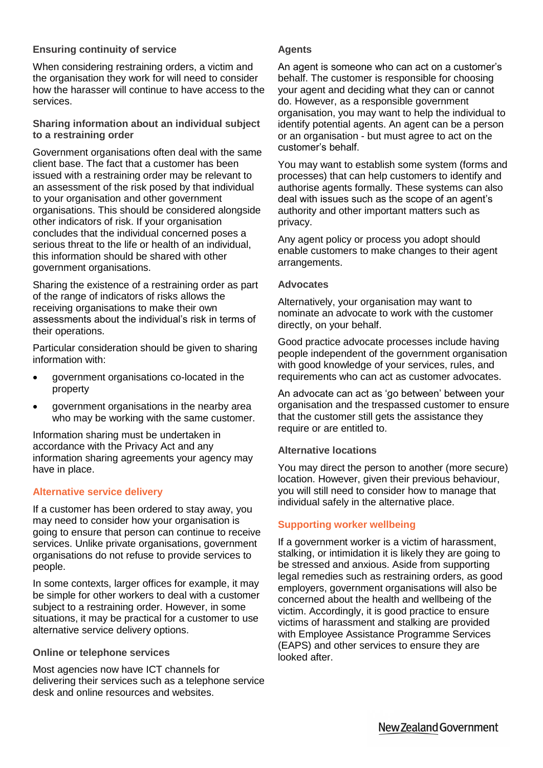### Ensuring continuity of service

When considering restraining orders, a victim and the organisation they work for will need to consider how the harasser will continue to have access to the services.

### Sharing information about an individual subject to a restraining order

Government organisations often deal with the same client base. The fact that a customer has been issued with a restraining order may be relevant to an assessment of the risk posed by that individual to your organisation and other government organisations. This should be considered alongside other indicators of risk. If your organisation concludes that the individual concerned poses a serious threat to the life or health of an individual, this information should be shared with other government organisations.

Sharing the existence of a restraining order as part of the range of indicators of risks allows the receiving organisations to make their own assessments about the individual's risk in terms of their operations.

Particular consideration should be given to sharing information with:

- government organisations co-located in the property
- government organisations in the nearby area who may be working with the same customer.

Information sharing must be undertaken in accordance with the Privacy Act and any information sharing agreements your agency may have in place.

## Alternative service delivery

If a customer has been ordered to stay away, you may need to consider how your organisation is going to ensure that person can continue to receive services. Unlike private organisations, government organisations do not refuse to provide services to people.

In some contexts, larger offices for example, it may be simple for other workers to deal with a customer subject to a restraining order. However, in some situations, it may be practical for a customer to use alternative service delivery options.

### Online or telephone services

Most agencies now have ICT channels for delivering their services such as a telephone service desk and online resources and websites.

### Agents

An agent is someone who can act on a customer's behalf. The customer is responsible for choosing your agent and deciding what they can or cannot do. However, as a responsible government organisation, you may want to help the individual to identify potential agents. An agent can be a person or an organisation - but must agree to act on the customer's behalf.

You may want to establish some system (forms and processes) that can help customers to identify and authorise agents formally. These systems can also deal with issues such as the scope of an agent's authority and other important matters such as privacy.

Any agent policy or process you adopt should enable customers to make changes to their agent arrangements.

### Advocates

Alternatively, your organisation may want to nominate an advocate to work with the customer directly, on your behalf.

Good practice advocate processes include having people independent of the government organisation with good knowledge of your services, rules, and requirements who can act as customer advocates.

An advocate can act as 'go between' between your organisation and the trespassed customer to ensure that the customer still gets the assistance they require or are entitled to.

### Alternative locations

You may direct the person to another (more secure) location. However, given their previous behaviour, you will still need to consider how to manage that individual safely in the alternative place.

## Supporting worker wellbeing

If a government worker is a victim of harassment, stalking, or intimidation it is likely they are going to be stressed and anxious. Aside from supporting legal remedies such as restraining orders, as good employers, government organisations will also be concerned about the health and wellbeing of the victim. Accordingly, it is good practice to ensure victims of harassment and stalking are provided with Employee Assistance Programme Services (EAPS) and other services to ensure they are looked after.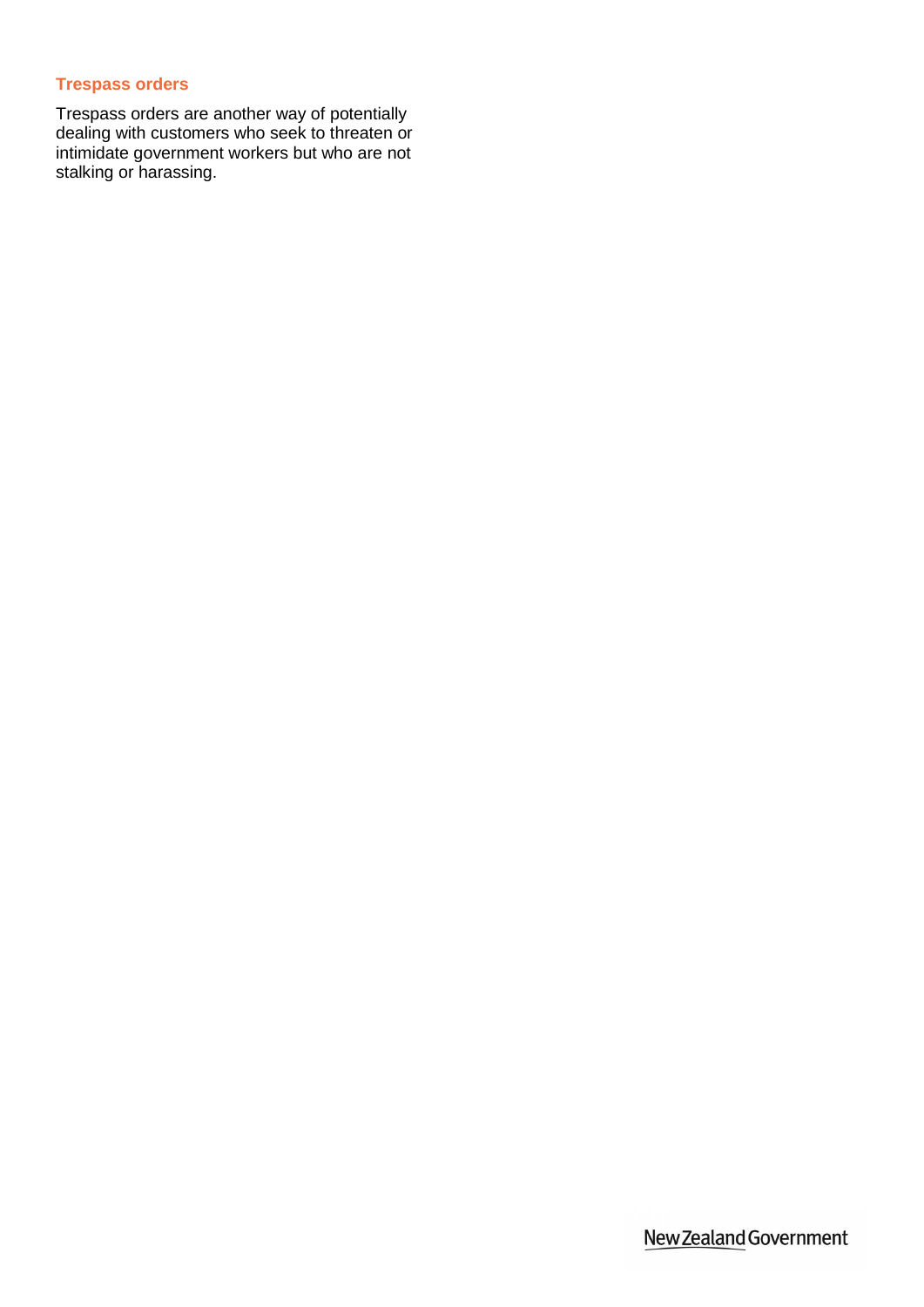### Trespass orders

Trespass orders are another way of potentially dealing with customers who seek to threaten or intimidate government workers but who are not stalking or harassing.